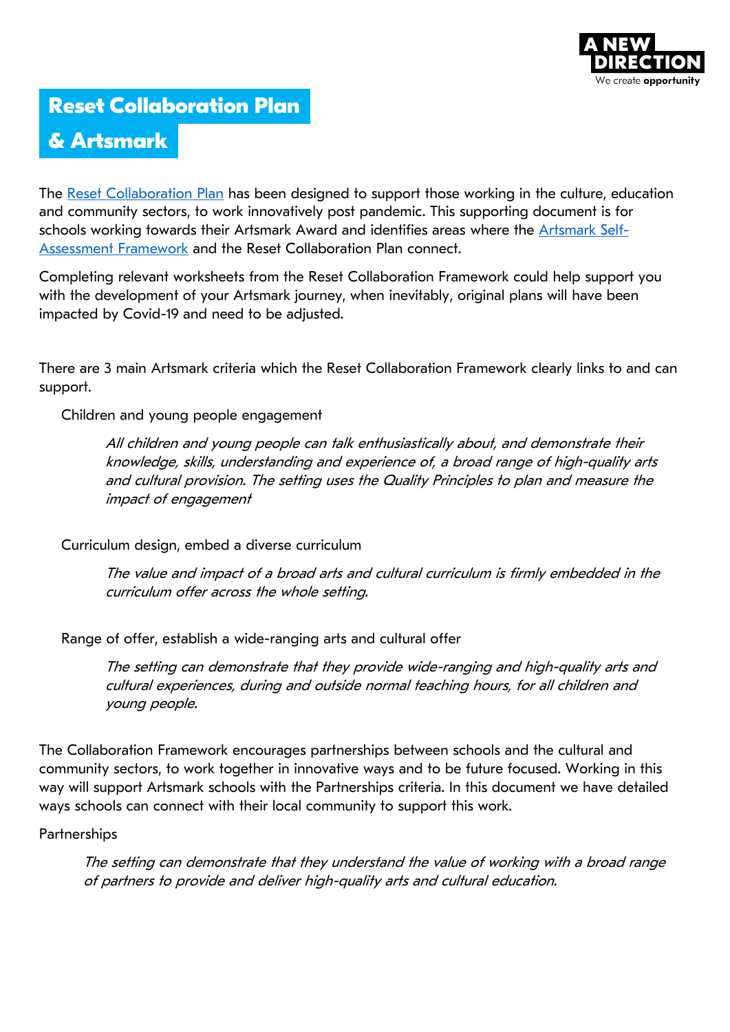# Reset Collaboration Plan & Artsmark

The Reset Collaboration Plan has been designed to support those working in the culture, education and community sectors, to work innovatively post pandemic. This supporting document is for schools working towards their Artsmark Award and identifies areas where the Artsmark Self-Assessment Framework and the Reset Collaboration Plan connect.

Completing relevant worksheets from the Reset Collaboration Framework could help support you with the development of your Artsmark journey, when inevitably, original plans will have been impacted by Covid-19 and need to be adjusted.

There are 3 main Artsmark criteria which the Reset Collaboration Framework clearly links to and can support.

Children and young people engagement

> *All children and young people can talk enthusiastically about, and demonstrate their knowledge, skills, understanding and experience of, a broad range of high-quality arts and cultural provision. The setting uses the Quality Principles to plan and measure the impact of engagement*

Curriculum design, embed a diverse curriculum

> *The value and impact of a broad arts and cultural curriculum is firmly embedded in the curriculum offer across the whole setting.*

Range of offer, establish a wide-ranging arts and cultural offer

> *The setting can demonstrate that they provide wide-ranging and high-quality arts and cultural experiences, during and outside normal teaching hours, for all children and young people.*

The Collaboration Framework encourages partnerships between schools and the cultural and community sectors, to work together in innovative ways and to be future focused. Working in this way will support Artsmark schools with the Partnerships criteria. In this document we have detailed ways schools can connect with their local community to support this work.

Partnerships

> *The setting can demonstrate that they understand the value of working with a broad range of partners to provide and deliver high-quality arts and cultural education.*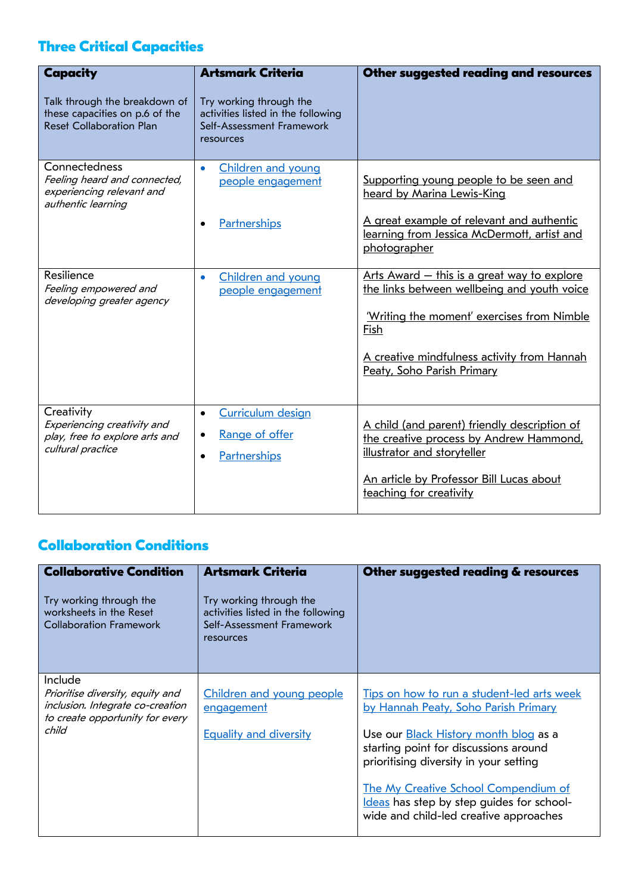## Three Critical Capacities

| **Capacity**<br><br>Talk through the breakdown of these capacities on p.6 of the Reset Collaboration Plan | **Artsmark Criteria**<br><br>Try working through the activities listed in the following Self-Assessment Framework resources | **Other suggested reading and resources** |
|---|---|---|
| Connectedness<br>*Feeling heard and connected, experiencing relevant and authentic learning* | • Children and young people engagement<br><br>• Partnerships | Supporting young people to be seen and heard by Marina Lewis-King<br><br>A great example of relevant and authentic learning from Jessica McDermott, artist and photographer |
| Resilience<br>*Feeling empowered and developing greater agency* | • Children and young people engagement | Arts Award – this is a great way to explore the links between wellbeing and youth voice<br><br>'Writing the moment' exercises from Nimble Fish<br><br>A creative mindfulness activity from Hannah Peaty, Soho Parish Primary |
| Creativity<br>*Experiencing creativity and play, free to explore arts and cultural practice* | • Curriculum design<br>• Range of offer<br>• Partnerships | A child (and parent) friendly description of the creative process by Andrew Hammond, illustrator and storyteller<br><br>An article by Professor Bill Lucas about teaching for creativity |

## Collaboration Conditions

| **Collaborative Condition**<br><br>Try working through the worksheets in the Reset Collaboration Framework | **Artsmark Criteria**<br><br>Try working through the activities listed in the following Self-Assessment Framework resources | **Other suggested reading & resources** |
|---|---|---|
| Include<br>*Prioritise diversity, equity and inclusion. Integrate co-creation to create opportunity for every child* | Children and young people engagement<br><br>Equality and diversity | Tips on how to run a student-led arts week by Hannah Peaty, Soho Parish Primary<br><br>Use our Black History month blog as a starting point for discussions around prioritising diversity in your setting<br><br>The My Creative School Compendium of Ideas has step by step guides for school-wide and child-led creative approaches |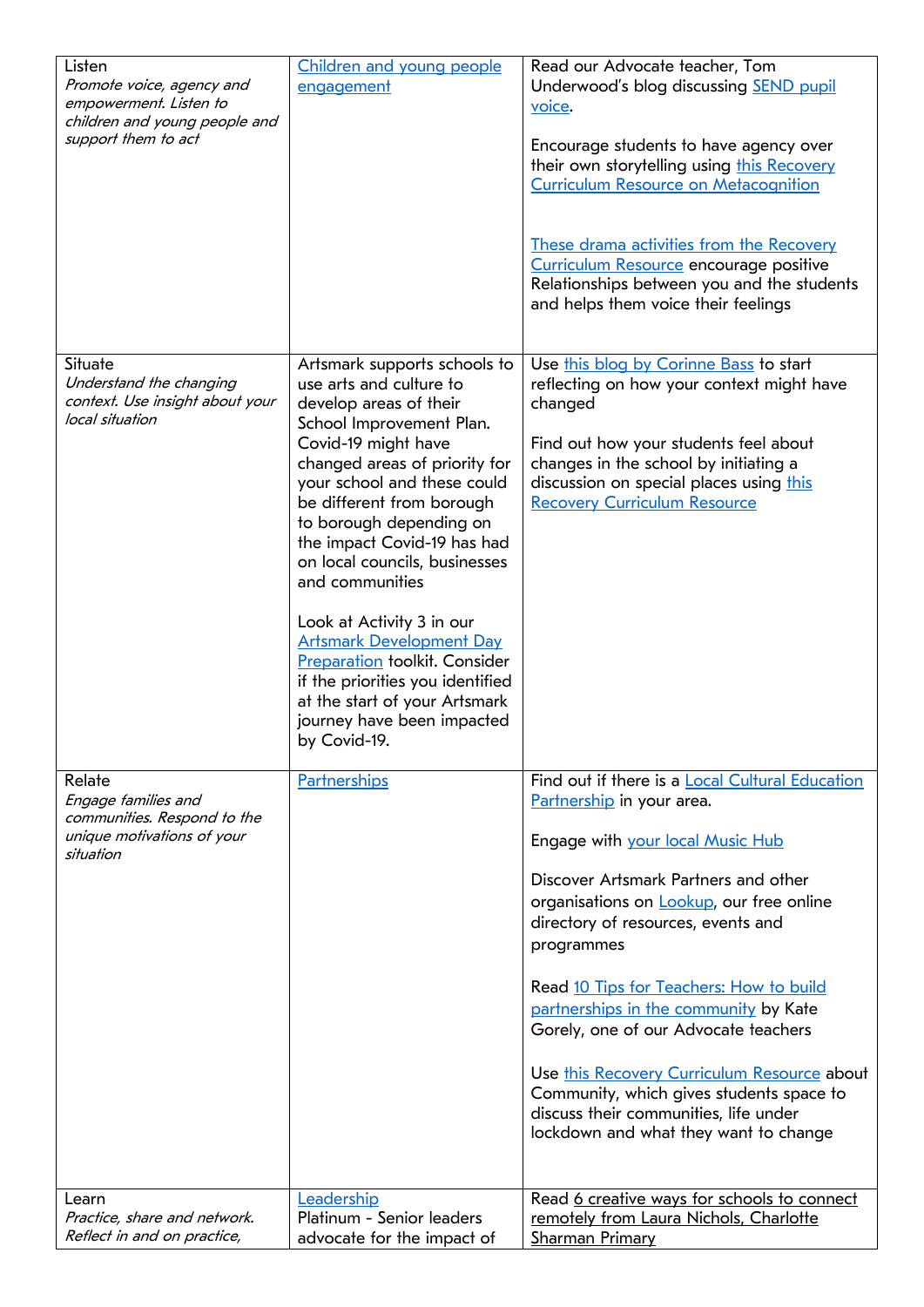| | | |
|---|---|---|
| Listen<br>*Promote voice, agency and empowerment. Listen to children and young people and support them to act* | Children and young people engagement | Read our Advocate teacher, Tom Underwood's blog discussing SEND pupil voice.<br><br>Encourage students to have agency over their own storytelling using this Recovery Curriculum Resource on Metacognition<br><br>These drama activities from the Recovery Curriculum Resource encourage positive Relationships between you and the students and helps them voice their feelings |
| Situate<br>*Understand the changing context. Use insight about your local situation* | Artsmark supports schools to use arts and culture to develop areas of their School Improvement Plan. Covid-19 might have changed areas of priority for your school and these could be different from borough to borough depending on the impact Covid-19 has had on local councils, businesses and communities<br><br>Look at Activity 3 in our Artsmark Development Day Preparation toolkit. Consider if the priorities you identified at the start of your Artsmark journey have been impacted by Covid-19. | Use this blog by Corinne Bass to start reflecting on how your context might have changed<br><br>Find out how your students feel about changes in the school by initiating a discussion on special places using this Recovery Curriculum Resource |
| Relate<br>*Engage families and communities. Respond to the unique motivations of your situation* | Partnerships | Find out if there is a Local Cultural Education Partnership in your area.<br><br>Engage with your local Music Hub<br><br>Discover Artsmark Partners and other organisations on Lookup, our free online directory of resources, events and programmes<br><br>Read 10 Tips for Teachers: How to build partnerships in the community by Kate Gorely, one of our Advocate teachers<br><br>Use this Recovery Curriculum Resource about Community, which gives students space to discuss their communities, life under lockdown and what they want to change |
| Learn<br>*Practice, share and network. Reflect in and on practice,* | Leadership<br>Platinum - Senior leaders advocate for the impact of | Read 6 creative ways for schools to connect remotely from Laura Nichols, Charlotte Sharman Primary |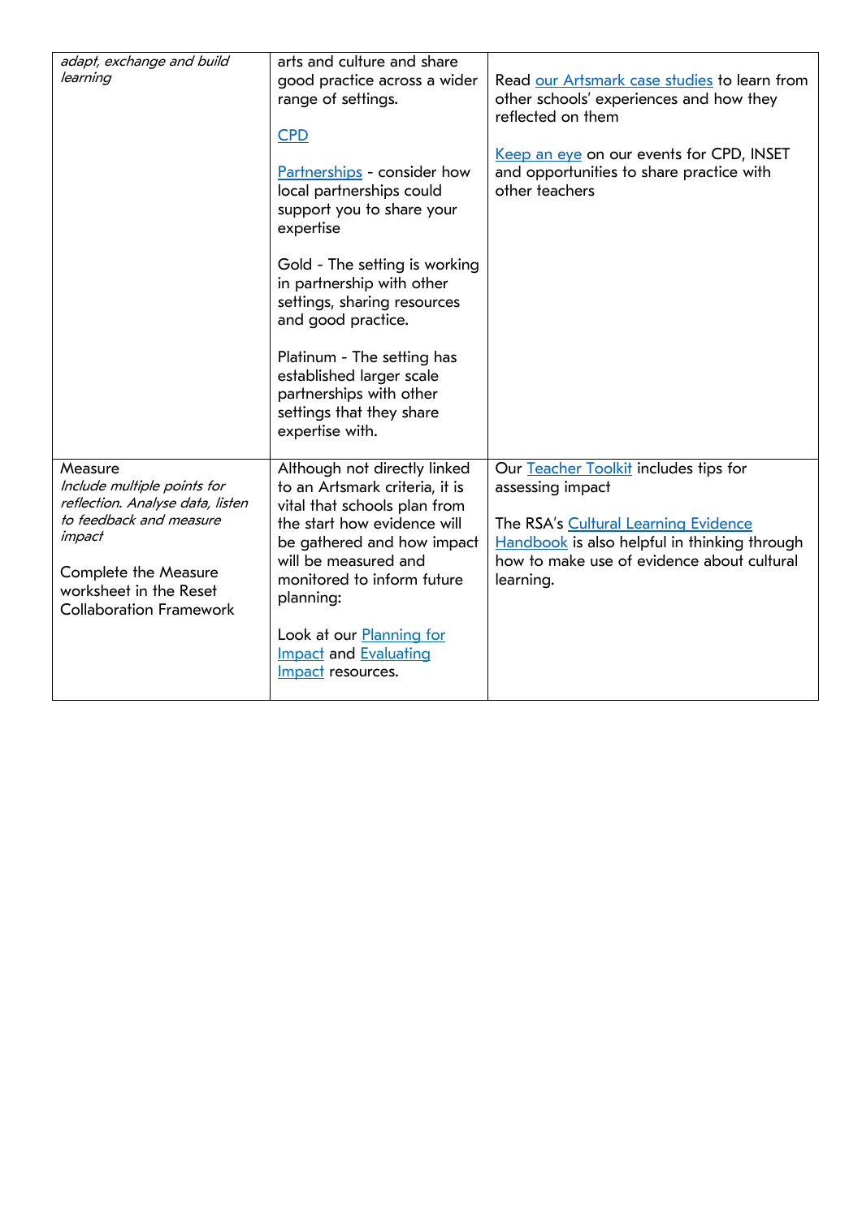| | | |
|---|---|---|
| *adapt, exchange and build learning* | arts and culture and share good practice across a wider range of settings.<br><br>CPD<br><br>Partnerships - consider how local partnerships could support you to share your expertise<br><br>Gold - The setting is working in partnership with other settings, sharing resources and good practice.<br><br>Platinum - The setting has established larger scale partnerships with other settings that they share expertise with. | Read our Artsmark case studies to learn from other schools' experiences and how they reflected on them<br><br>Keep an eye on our events for CPD, INSET and opportunities to share practice with other teachers |
| Measure<br>*Include multiple points for reflection. Analyse data, listen to feedback and measure impact*<br><br>Complete the Measure worksheet in the Reset Collaboration Framework | Although not directly linked to an Artsmark criteria, it is vital that schools plan from the start how evidence will be gathered and how impact will be measured and monitored to inform future planning:<br><br>Look at our Planning for Impact and Evaluating Impact resources. | Our Teacher Toolkit includes tips for assessing impact<br><br>The RSA's Cultural Learning Evidence Handbook is also helpful in thinking through how to make use of evidence about cultural learning. |